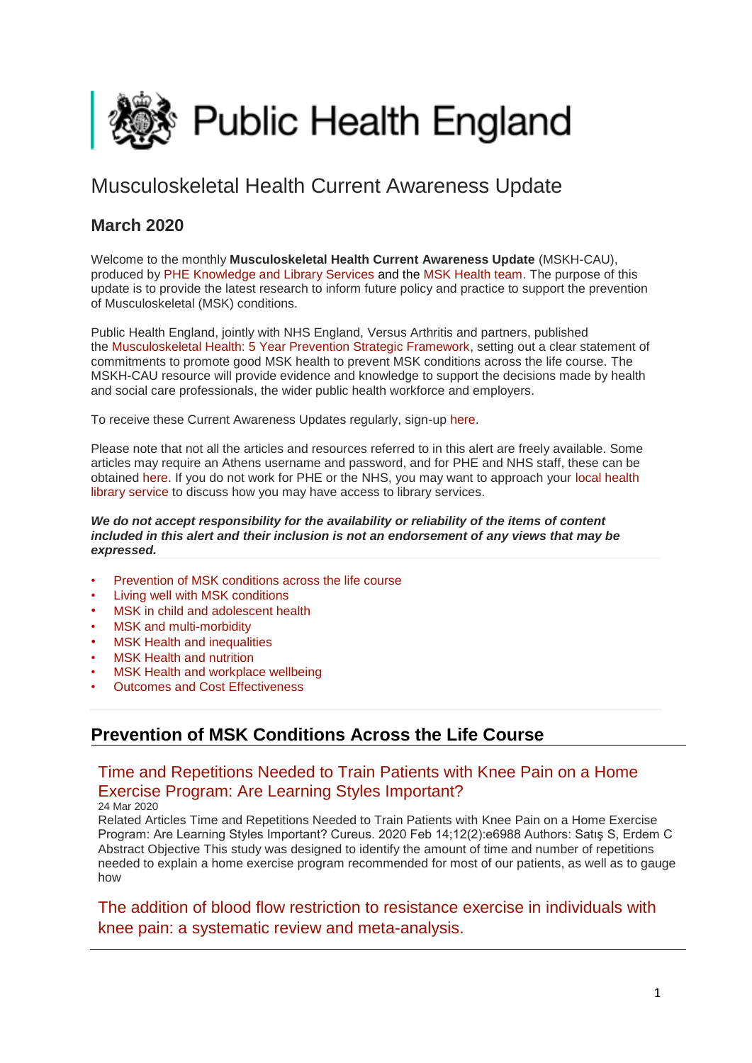# Public Health England

## Musculoskeletal Health Current Awareness Update

### March 2020

Welcome to the monthly **Musculoskeletal Health Current Awareness Update** (MSKH-CAU), produced by PHE Knowledge and Library Services and the MSK Health team. The purpose of this update is to provide the latest research to inform future policy and practice to support the prevention of Musculoskeletal (MSK) conditions.

Public Health England, jointly with NHS England, Versus Arthritis and partners, published the Musculoskeletal Health: 5 Year Prevention Strategic Framework, setting out a clear statement of commitments to promote good MSK health to prevent MSK conditions across the life course. The MSKH-CAU resource will provide evidence and knowledge to support the decisions made by health and social care professionals, the wider public health workforce and employers.

To receive these Current Awareness Updates regularly, sign-up here.

Please note that not all the articles and resources referred to in this alert are freely available. Some articles may require an Athens username and password, and for PHE and NHS staff, these can be obtained here. If you do not work for PHE or the NHS, you may want to approach your local health library service to discuss how you may have access to library services.

***We do not accept responsibility for the availability or reliability of the items of content included in this alert and their inclusion is not an endorsement of any views that may be expressed.***

- Prevention of MSK conditions across the life course
- Living well with MSK conditions
- MSK in child and adolescent health
- MSK and multi-morbidity
- MSK Health and inequalities
- MSK Health and nutrition
- MSK Health and workplace wellbeing
- Outcomes and Cost Effectiveness

## Prevention of MSK Conditions Across the Life Course

### Time and Repetitions Needed to Train Patients with Knee Pain on a Home Exercise Program: Are Learning Styles Important?

24 Mar 2020

Related Articles Time and Repetitions Needed to Train Patients with Knee Pain on a Home Exercise Program: Are Learning Styles Important? Cureus. 2020 Feb 14;12(2):e6988 Authors: Satış S, Erdem C Abstract Objective This study was designed to identify the amount of time and number of repetitions needed to explain a home exercise program recommended for most of our patients, as well as to gauge how

### The addition of blood flow restriction to resistance exercise in individuals with knee pain: a systematic review and meta-analysis.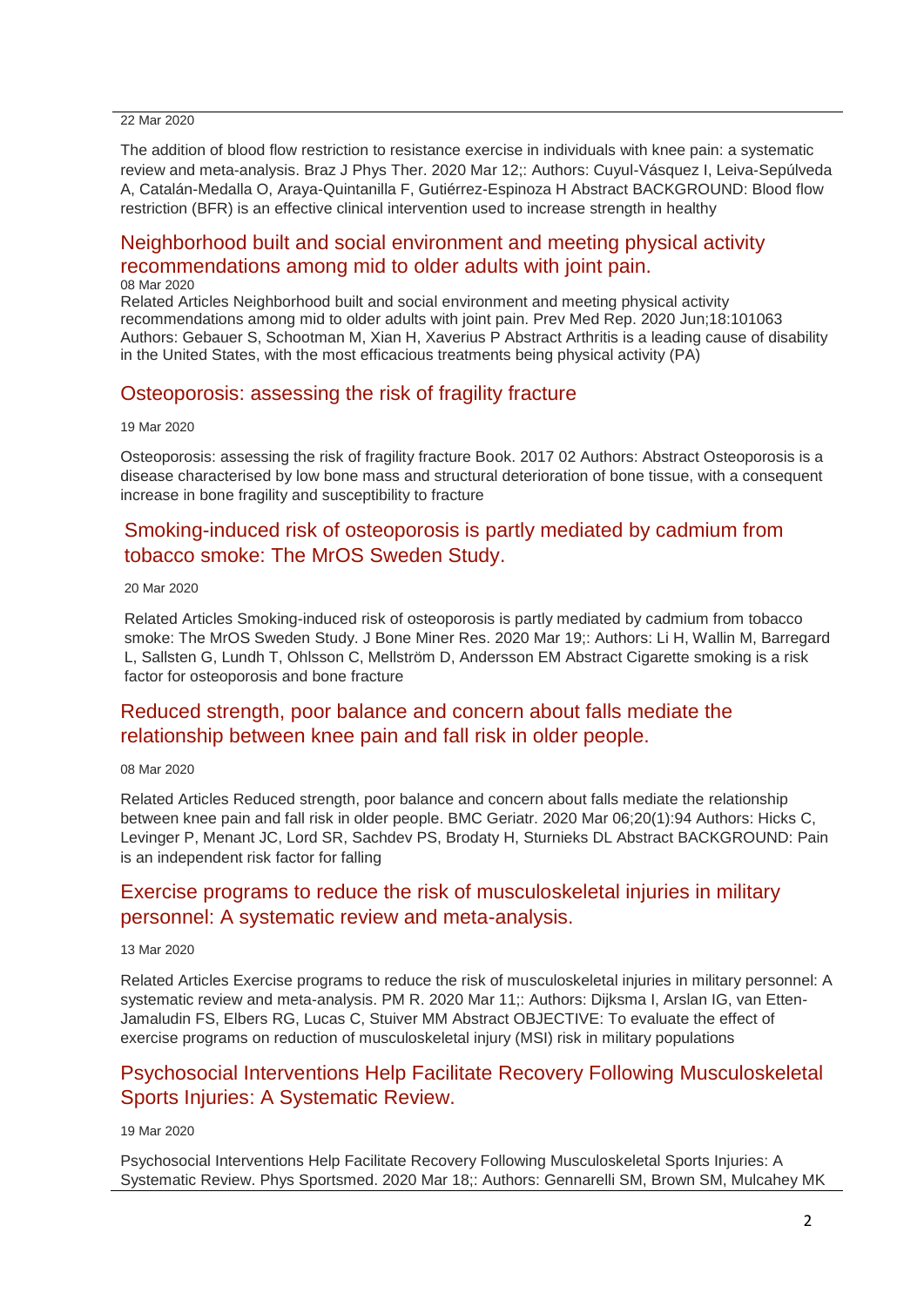22 Mar 2020

The addition of blood flow restriction to resistance exercise in individuals with knee pain: a systematic review and meta-analysis. Braz J Phys Ther. 2020 Mar 12;: Authors: Cuyul-Vásquez I, Leiva-Sepúlveda A, Catalán-Medalla O, Araya-Quintanilla F, Gutiérrez-Espinoza H Abstract BACKGROUND: Blood flow restriction (BFR) is an effective clinical intervention used to increase strength in healthy

## Neighborhood built and social environment and meeting physical activity recommendations among mid to older adults with joint pain.

08 Mar 2020

Related Articles Neighborhood built and social environment and meeting physical activity recommendations among mid to older adults with joint pain. Prev Med Rep. 2020 Jun;18:101063 Authors: Gebauer S, Schootman M, Xian H, Xaverius P Abstract Arthritis is a leading cause of disability in the United States, with the most efficacious treatments being physical activity (PA)

## Osteoporosis: assessing the risk of fragility fracture

19 Mar 2020

Osteoporosis: assessing the risk of fragility fracture Book. 2017 02 Authors: Abstract Osteoporosis is a disease characterised by low bone mass and structural deterioration of bone tissue, with a consequent increase in bone fragility and susceptibility to fracture

## Smoking-induced risk of osteoporosis is partly mediated by cadmium from tobacco smoke: The MrOS Sweden Study.

20 Mar 2020

Related Articles Smoking-induced risk of osteoporosis is partly mediated by cadmium from tobacco smoke: The MrOS Sweden Study. J Bone Miner Res. 2020 Mar 19;: Authors: Li H, Wallin M, Barregard L, Sallsten G, Lundh T, Ohlsson C, Mellström D, Andersson EM Abstract Cigarette smoking is a risk factor for osteoporosis and bone fracture

## Reduced strength, poor balance and concern about falls mediate the relationship between knee pain and fall risk in older people.

08 Mar 2020

Related Articles Reduced strength, poor balance and concern about falls mediate the relationship between knee pain and fall risk in older people. BMC Geriatr. 2020 Mar 06;20(1):94 Authors: Hicks C, Levinger P, Menant JC, Lord SR, Sachdev PS, Brodaty H, Sturnieks DL Abstract BACKGROUND: Pain is an independent risk factor for falling

## Exercise programs to reduce the risk of musculoskeletal injuries in military personnel: A systematic review and meta-analysis.

13 Mar 2020

Related Articles Exercise programs to reduce the risk of musculoskeletal injuries in military personnel: A systematic review and meta-analysis. PM R. 2020 Mar 11;: Authors: Dijksma I, Arslan IG, van Etten-Jamaludin FS, Elbers RG, Lucas C, Stuiver MM Abstract OBJECTIVE: To evaluate the effect of exercise programs on reduction of musculoskeletal injury (MSI) risk in military populations

## Psychosocial Interventions Help Facilitate Recovery Following Musculoskeletal Sports Injuries: A Systematic Review.

19 Mar 2020

Psychosocial Interventions Help Facilitate Recovery Following Musculoskeletal Sports Injuries: A Systematic Review. Phys Sportsmed. 2020 Mar 18;: Authors: Gennarelli SM, Brown SM, Mulcahey MK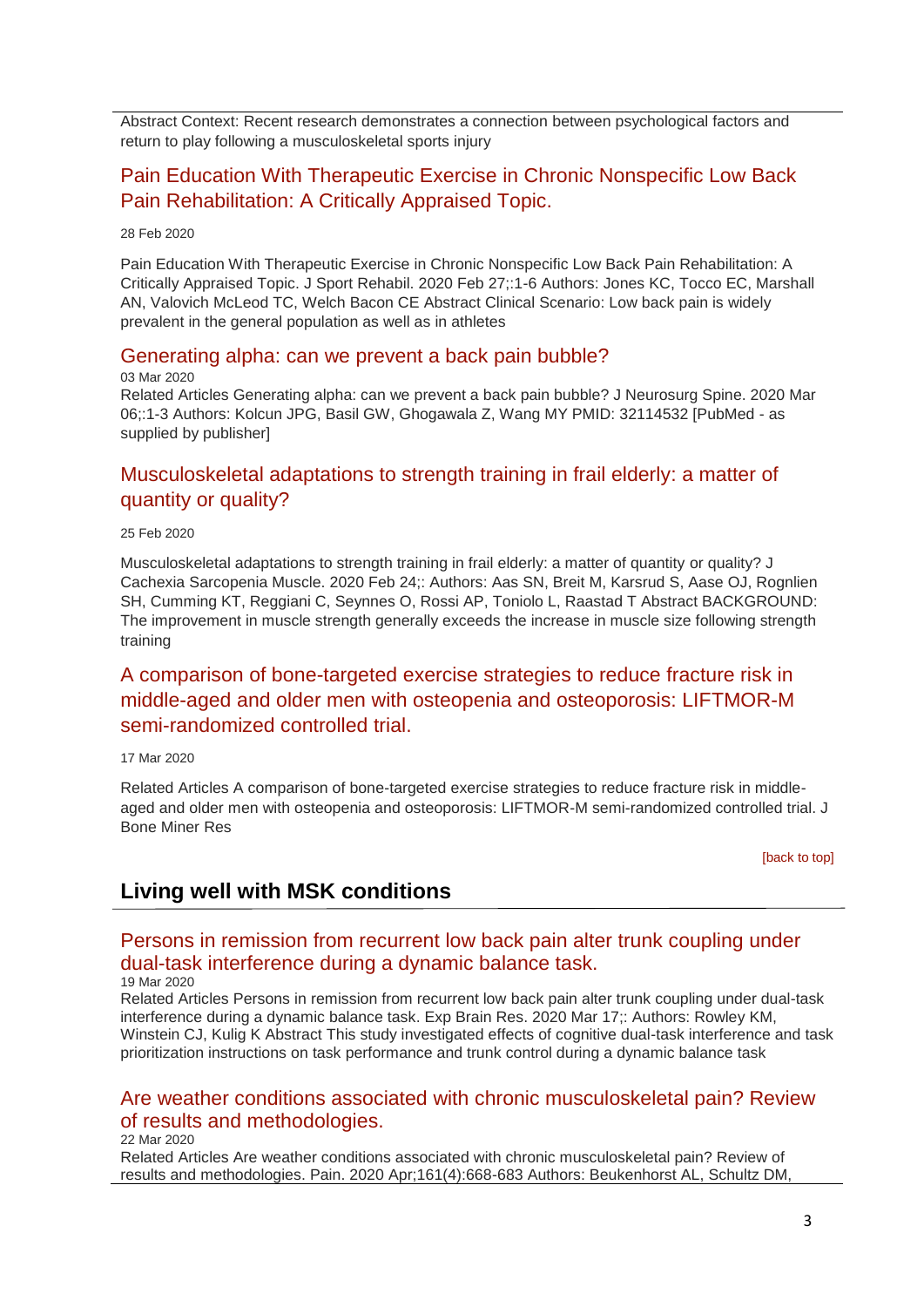Abstract Context: Recent research demonstrates a connection between psychological factors and return to play following a musculoskeletal sports injury

### Pain Education With Therapeutic Exercise in Chronic Nonspecific Low Back Pain Rehabilitation: A Critically Appraised Topic.

28 Feb 2020

Pain Education With Therapeutic Exercise in Chronic Nonspecific Low Back Pain Rehabilitation: A Critically Appraised Topic. J Sport Rehabil. 2020 Feb 27;:1-6 Authors: Jones KC, Tocco EC, Marshall AN, Valovich McLeod TC, Welch Bacon CE Abstract Clinical Scenario: Low back pain is widely prevalent in the general population as well as in athletes

### Generating alpha: can we prevent a back pain bubble?

03 Mar 2020

Related Articles Generating alpha: can we prevent a back pain bubble? J Neurosurg Spine. 2020 Mar 06;:1-3 Authors: Kolcun JPG, Basil GW, Ghogawala Z, Wang MY PMID: 32114532 [PubMed - as supplied by publisher]

### Musculoskeletal adaptations to strength training in frail elderly: a matter of quantity or quality?

25 Feb 2020

Musculoskeletal adaptations to strength training in frail elderly: a matter of quantity or quality? J Cachexia Sarcopenia Muscle. 2020 Feb 24;: Authors: Aas SN, Breit M, Karsrud S, Aase OJ, Rognlien SH, Cumming KT, Reggiani C, Seynnes O, Rossi AP, Toniolo L, Raastad T Abstract BACKGROUND: The improvement in muscle strength generally exceeds the increase in muscle size following strength training

### A comparison of bone-targeted exercise strategies to reduce fracture risk in middle-aged and older men with osteopenia and osteoporosis: LIFTMOR-M semi-randomized controlled trial.

17 Mar 2020

Related Articles A comparison of bone-targeted exercise strategies to reduce fracture risk in middle-aged and older men with osteopenia and osteoporosis: LIFTMOR-M semi-randomized controlled trial. J Bone Miner Res

[back to top]

## Living well with MSK conditions

### Persons in remission from recurrent low back pain alter trunk coupling under dual-task interference during a dynamic balance task.

19 Mar 2020

Related Articles Persons in remission from recurrent low back pain alter trunk coupling under dual-task interference during a dynamic balance task. Exp Brain Res. 2020 Mar 17;: Authors: Rowley KM, Winstein CJ, Kulig K Abstract This study investigated effects of cognitive dual-task interference and task prioritization instructions on task performance and trunk control during a dynamic balance task

### Are weather conditions associated with chronic musculoskeletal pain? Review of results and methodologies.

22 Mar 2020

Related Articles Are weather conditions associated with chronic musculoskeletal pain? Review of results and methodologies. Pain. 2020 Apr;161(4):668-683 Authors: Beukenhorst AL, Schultz DM,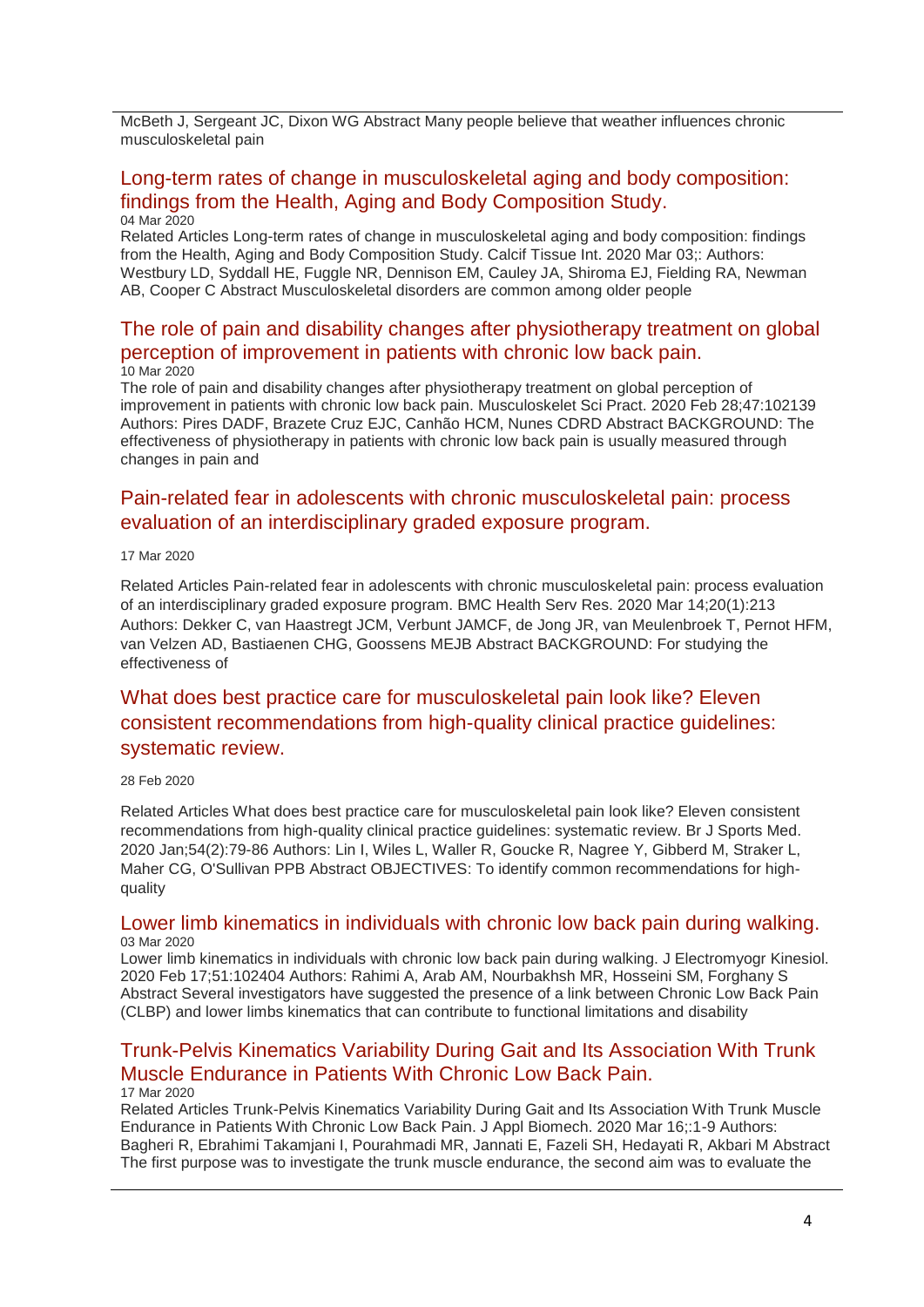McBeth J, Sergeant JC, Dixon WG Abstract Many people believe that weather influences chronic musculoskeletal pain

## Long-term rates of change in musculoskeletal aging and body composition: findings from the Health, Aging and Body Composition Study.

04 Mar 2020

Related Articles Long-term rates of change in musculoskeletal aging and body composition: findings from the Health, Aging and Body Composition Study. Calcif Tissue Int. 2020 Mar 03;: Authors: Westbury LD, Syddall HE, Fuggle NR, Dennison EM, Cauley JA, Shiroma EJ, Fielding RA, Newman AB, Cooper C Abstract Musculoskeletal disorders are common among older people

## The role of pain and disability changes after physiotherapy treatment on global perception of improvement in patients with chronic low back pain.

10 Mar 2020

The role of pain and disability changes after physiotherapy treatment on global perception of improvement in patients with chronic low back pain. Musculoskelet Sci Pract. 2020 Feb 28;47:102139 Authors: Pires DADF, Brazete Cruz EJC, Canhão HCM, Nunes CDRD Abstract BACKGROUND: The effectiveness of physiotherapy in patients with chronic low back pain is usually measured through changes in pain and

## Pain-related fear in adolescents with chronic musculoskeletal pain: process evaluation of an interdisciplinary graded exposure program.

17 Mar 2020

Related Articles Pain-related fear in adolescents with chronic musculoskeletal pain: process evaluation of an interdisciplinary graded exposure program. BMC Health Serv Res. 2020 Mar 14;20(1):213 Authors: Dekker C, van Haastregt JCM, Verbunt JAMCF, de Jong JR, van Meulenbroek T, Pernot HFM, van Velzen AD, Bastiaenen CHG, Goossens MEJB Abstract BACKGROUND: For studying the effectiveness of

## What does best practice care for musculoskeletal pain look like? Eleven consistent recommendations from high-quality clinical practice guidelines: systematic review.

28 Feb 2020

Related Articles What does best practice care for musculoskeletal pain look like? Eleven consistent recommendations from high-quality clinical practice guidelines: systematic review. Br J Sports Med. 2020 Jan;54(2):79-86 Authors: Lin I, Wiles L, Waller R, Goucke R, Nagree Y, Gibberd M, Straker L, Maher CG, O'Sullivan PPB Abstract OBJECTIVES: To identify common recommendations for high-quality

## Lower limb kinematics in individuals with chronic low back pain during walking.

03 Mar 2020

Lower limb kinematics in individuals with chronic low back pain during walking. J Electromyogr Kinesiol. 2020 Feb 17;51:102404 Authors: Rahimi A, Arab AM, Nourbakhsh MR, Hosseini SM, Forghany S Abstract Several investigators have suggested the presence of a link between Chronic Low Back Pain (CLBP) and lower limbs kinematics that can contribute to functional limitations and disability

## Trunk-Pelvis Kinematics Variability During Gait and Its Association With Trunk Muscle Endurance in Patients With Chronic Low Back Pain.

17 Mar 2020

Related Articles Trunk-Pelvis Kinematics Variability During Gait and Its Association With Trunk Muscle Endurance in Patients With Chronic Low Back Pain. J Appl Biomech. 2020 Mar 16;:1-9 Authors: Bagheri R, Ebrahimi Takamjani I, Pourahmadi MR, Jannati E, Fazeli SH, Hedayati R, Akbari M Abstract The first purpose was to investigate the trunk muscle endurance, the second aim was to evaluate the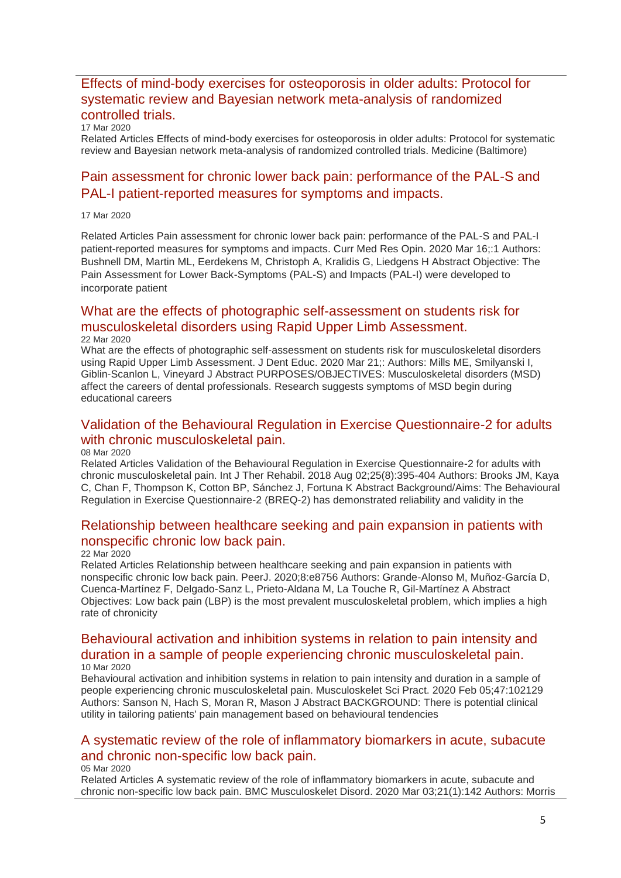## Effects of mind-body exercises for osteoporosis in older adults: Protocol for systematic review and Bayesian network meta-analysis of randomized controlled trials.

17 Mar 2020

Related Articles Effects of mind-body exercises for osteoporosis in older adults: Protocol for systematic review and Bayesian network meta-analysis of randomized controlled trials. Medicine (Baltimore)

## Pain assessment for chronic lower back pain: performance of the PAL-S and PAL-I patient-reported measures for symptoms and impacts.

17 Mar 2020

Related Articles Pain assessment for chronic lower back pain: performance of the PAL-S and PAL-I patient-reported measures for symptoms and impacts. Curr Med Res Opin. 2020 Mar 16;:1 Authors: Bushnell DM, Martin ML, Eerdekens M, Christoph A, Kralidis G, Liedgens H Abstract Objective: The Pain Assessment for Lower Back-Symptoms (PAL-S) and Impacts (PAL-I) were developed to incorporate patient

## What are the effects of photographic self-assessment on students risk for musculoskeletal disorders using Rapid Upper Limb Assessment.

22 Mar 2020

What are the effects of photographic self-assessment on students risk for musculoskeletal disorders using Rapid Upper Limb Assessment. J Dent Educ. 2020 Mar 21;: Authors: Mills ME, Smilyanski I, Giblin-Scanlon L, Vineyard J Abstract PURPOSES/OBJECTIVES: Musculoskeletal disorders (MSD) affect the careers of dental professionals. Research suggests symptoms of MSD begin during educational careers

## Validation of the Behavioural Regulation in Exercise Questionnaire-2 for adults with chronic musculoskeletal pain.

08 Mar 2020

Related Articles Validation of the Behavioural Regulation in Exercise Questionnaire-2 for adults with chronic musculoskeletal pain. Int J Ther Rehabil. 2018 Aug 02;25(8):395-404 Authors: Brooks JM, Kaya C, Chan F, Thompson K, Cotton BP, Sánchez J, Fortuna K Abstract Background/Aims: The Behavioural Regulation in Exercise Questionnaire-2 (BREQ-2) has demonstrated reliability and validity in the

## Relationship between healthcare seeking and pain expansion in patients with nonspecific chronic low back pain.

22 Mar 2020

Related Articles Relationship between healthcare seeking and pain expansion in patients with nonspecific chronic low back pain. PeerJ. 2020;8:e8756 Authors: Grande-Alonso M, Muñoz-García D, Cuenca-Martínez F, Delgado-Sanz L, Prieto-Aldana M, La Touche R, Gil-Martínez A Abstract Objectives: Low back pain (LBP) is the most prevalent musculoskeletal problem, which implies a high rate of chronicity

## Behavioural activation and inhibition systems in relation to pain intensity and duration in a sample of people experiencing chronic musculoskeletal pain.

10 Mar 2020

Behavioural activation and inhibition systems in relation to pain intensity and duration in a sample of people experiencing chronic musculoskeletal pain. Musculoskelet Sci Pract. 2020 Feb 05;47:102129 Authors: Sanson N, Hach S, Moran R, Mason J Abstract BACKGROUND: There is potential clinical utility in tailoring patients' pain management based on behavioural tendencies

## A systematic review of the role of inflammatory biomarkers in acute, subacute and chronic non-specific low back pain.

05 Mar 2020

Related Articles A systematic review of the role of inflammatory biomarkers in acute, subacute and chronic non-specific low back pain. BMC Musculoskelet Disord. 2020 Mar 03;21(1):142 Authors: Morris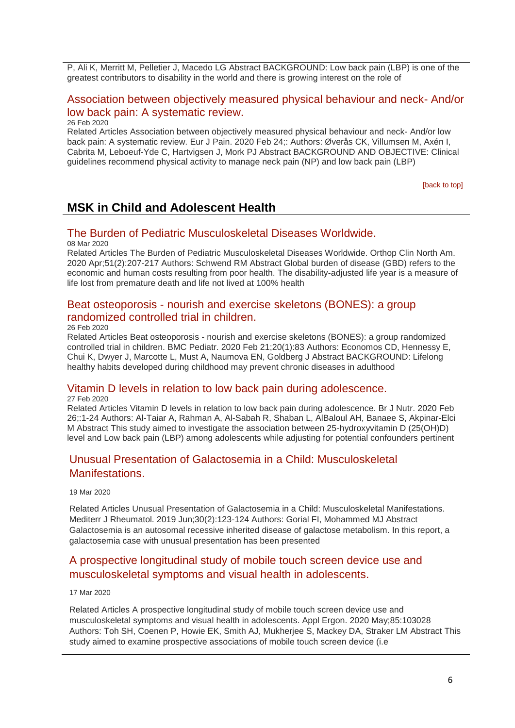P, Ali K, Merritt M, Pelletier J, Macedo LG Abstract BACKGROUND: Low back pain (LBP) is one of the greatest contributors to disability in the world and there is growing interest on the role of

### Association between objectively measured physical behaviour and neck- And/or low back pain: A systematic review.

26 Feb 2020

Related Articles Association between objectively measured physical behaviour and neck- And/or low back pain: A systematic review. Eur J Pain. 2020 Feb 24;: Authors: Øverås CK, Villumsen M, Axén I, Cabrita M, Leboeuf-Yde C, Hartvigsen J, Mork PJ Abstract BACKGROUND AND OBJECTIVE: Clinical guidelines recommend physical activity to manage neck pain (NP) and low back pain (LBP)

[back to top]

## MSK in Child and Adolescent Health

### The Burden of Pediatric Musculoskeletal Diseases Worldwide.

08 Mar 2020

Related Articles The Burden of Pediatric Musculoskeletal Diseases Worldwide. Orthop Clin North Am. 2020 Apr;51(2):207-217 Authors: Schwend RM Abstract Global burden of disease (GBD) refers to the economic and human costs resulting from poor health. The disability-adjusted life year is a measure of life lost from premature death and life not lived at 100% health

### Beat osteoporosis - nourish and exercise skeletons (BONES): a group randomized controlled trial in children.

26 Feb 2020

Related Articles Beat osteoporosis - nourish and exercise skeletons (BONES): a group randomized controlled trial in children. BMC Pediatr. 2020 Feb 21;20(1):83 Authors: Economos CD, Hennessy E, Chui K, Dwyer J, Marcotte L, Must A, Naumova EN, Goldberg J Abstract BACKGROUND: Lifelong healthy habits developed during childhood may prevent chronic diseases in adulthood

### Vitamin D levels in relation to low back pain during adolescence.

27 Feb 2020

Related Articles Vitamin D levels in relation to low back pain during adolescence. Br J Nutr. 2020 Feb 26;:1-24 Authors: Al-Taiar A, Rahman A, Al-Sabah R, Shaban L, AlBaloul AH, Banaee S, Akpinar-Elci M Abstract This study aimed to investigate the association between 25-hydroxyvitamin D (25(OH)D) level and Low back pain (LBP) among adolescents while adjusting for potential confounders pertinent

### Unusual Presentation of Galactosemia in a Child: Musculoskeletal Manifestations.

19 Mar 2020

Related Articles Unusual Presentation of Galactosemia in a Child: Musculoskeletal Manifestations. Mediterr J Rheumatol. 2019 Jun;30(2):123-124 Authors: Gorial FI, Mohammed MJ Abstract Galactosemia is an autosomal recessive inherited disease of galactose metabolism. In this report, a galactosemia case with unusual presentation has been presented

### A prospective longitudinal study of mobile touch screen device use and musculoskeletal symptoms and visual health in adolescents.

17 Mar 2020

Related Articles A prospective longitudinal study of mobile touch screen device use and musculoskeletal symptoms and visual health in adolescents. Appl Ergon. 2020 May;85:103028 Authors: Toh SH, Coenen P, Howie EK, Smith AJ, Mukherjee S, Mackey DA, Straker LM Abstract This study aimed to examine prospective associations of mobile touch screen device (i.e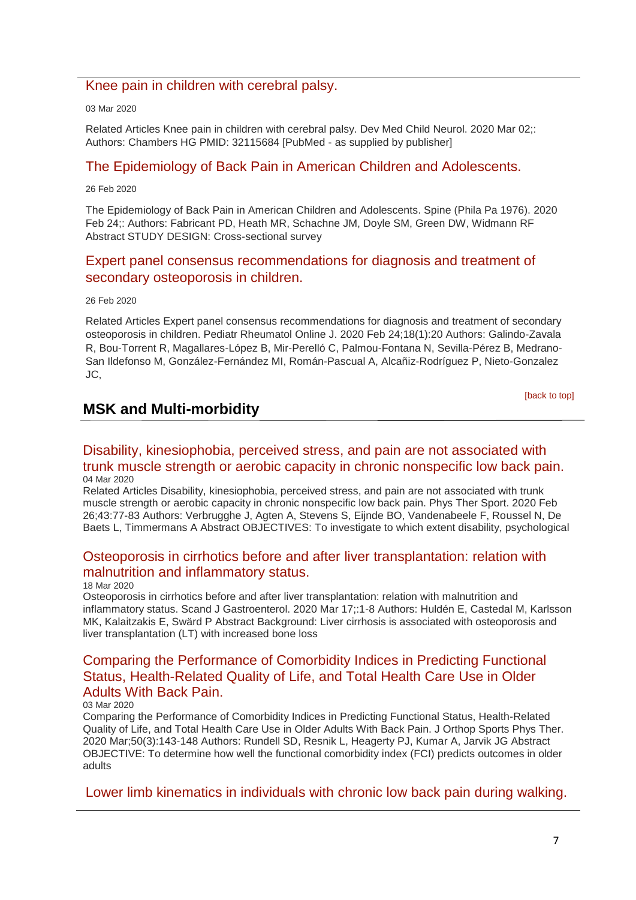### Knee pain in children with cerebral palsy.

03 Mar 2020

Related Articles Knee pain in children with cerebral palsy. Dev Med Child Neurol. 2020 Mar 02;: Authors: Chambers HG PMID: 32115684 [PubMed - as supplied by publisher]

### The Epidemiology of Back Pain in American Children and Adolescents.

26 Feb 2020

The Epidemiology of Back Pain in American Children and Adolescents. Spine (Phila Pa 1976). 2020 Feb 24;: Authors: Fabricant PD, Heath MR, Schachne JM, Doyle SM, Green DW, Widmann RF Abstract STUDY DESIGN: Cross-sectional survey

### Expert panel consensus recommendations for diagnosis and treatment of secondary osteoporosis in children.

26 Feb 2020

Related Articles Expert panel consensus recommendations for diagnosis and treatment of secondary osteoporosis in children. Pediatr Rheumatol Online J. 2020 Feb 24;18(1):20 Authors: Galindo-Zavala R, Bou-Torrent R, Magallares-López B, Mir-Perelló C, Palmou-Fontana N, Sevilla-Pérez B, Medrano-San Ildefonso M, González-Fernández MI, Román-Pascual A, Alcañiz-Rodríguez P, Nieto-Gonzalez JC,

[back to top]

## MSK and Multi-morbidity

### Disability, kinesiophobia, perceived stress, and pain are not associated with trunk muscle strength or aerobic capacity in chronic nonspecific low back pain.

04 Mar 2020

Related Articles Disability, kinesiophobia, perceived stress, and pain are not associated with trunk muscle strength or aerobic capacity in chronic nonspecific low back pain. Phys Ther Sport. 2020 Feb 26;43:77-83 Authors: Verbrugghe J, Agten A, Stevens S, Eijnde BO, Vandenabeele F, Roussel N, De Baets L, Timmermans A Abstract OBJECTIVES: To investigate to which extent disability, psychological

### Osteoporosis in cirrhotics before and after liver transplantation: relation with malnutrition and inflammatory status.

18 Mar 2020

Osteoporosis in cirrhotics before and after liver transplantation: relation with malnutrition and inflammatory status. Scand J Gastroenterol. 2020 Mar 17;:1-8 Authors: Huldén E, Castedal M, Karlsson MK, Kalaitzakis E, Swärd P Abstract Background: Liver cirrhosis is associated with osteoporosis and liver transplantation (LT) with increased bone loss

### Comparing the Performance of Comorbidity Indices in Predicting Functional Status, Health-Related Quality of Life, and Total Health Care Use in Older Adults With Back Pain.

03 Mar 2020

Comparing the Performance of Comorbidity Indices in Predicting Functional Status, Health-Related Quality of Life, and Total Health Care Use in Older Adults With Back Pain. J Orthop Sports Phys Ther. 2020 Mar;50(3):143-148 Authors: Rundell SD, Resnik L, Heagerty PJ, Kumar A, Jarvik JG Abstract OBJECTIVE: To determine how well the functional comorbidity index (FCI) predicts outcomes in older adults

### Lower limb kinematics in individuals with chronic low back pain during walking.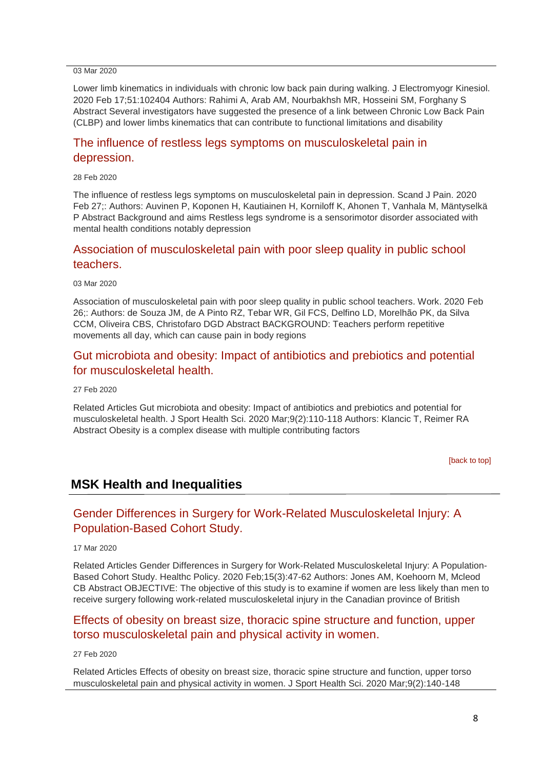03 Mar 2020

Lower limb kinematics in individuals with chronic low back pain during walking. J Electromyogr Kinesiol. 2020 Feb 17;51:102404 Authors: Rahimi A, Arab AM, Nourbakhsh MR, Hosseini SM, Forghany S Abstract Several investigators have suggested the presence of a link between Chronic Low Back Pain (CLBP) and lower limbs kinematics that can contribute to functional limitations and disability

### The influence of restless legs symptoms on musculoskeletal pain in depression.

28 Feb 2020

The influence of restless legs symptoms on musculoskeletal pain in depression. Scand J Pain. 2020 Feb 27;: Authors: Auvinen P, Koponen H, Kautiainen H, Korniloff K, Ahonen T, Vanhala M, Mäntyselkä P Abstract Background and aims Restless legs syndrome is a sensorimotor disorder associated with mental health conditions notably depression

### Association of musculoskeletal pain with poor sleep quality in public school teachers.

03 Mar 2020

Association of musculoskeletal pain with poor sleep quality in public school teachers. Work. 2020 Feb 26;: Authors: de Souza JM, de A Pinto RZ, Tebar WR, Gil FCS, Delfino LD, Morelhão PK, da Silva CCM, Oliveira CBS, Christofaro DGD Abstract BACKGROUND: Teachers perform repetitive movements all day, which can cause pain in body regions

### Gut microbiota and obesity: Impact of antibiotics and prebiotics and potential for musculoskeletal health.

27 Feb 2020

Related Articles Gut microbiota and obesity: Impact of antibiotics and prebiotics and potential for musculoskeletal health. J Sport Health Sci. 2020 Mar;9(2):110-118 Authors: Klancic T, Reimer RA Abstract Obesity is a complex disease with multiple contributing factors

[back to top]

## MSK Health and Inequalities

### Gender Differences in Surgery for Work-Related Musculoskeletal Injury: A Population-Based Cohort Study.

17 Mar 2020

Related Articles Gender Differences in Surgery for Work-Related Musculoskeletal Injury: A Population-Based Cohort Study. Healthc Policy. 2020 Feb;15(3):47-62 Authors: Jones AM, Koehoorn M, Mcleod CB Abstract OBJECTIVE: The objective of this study is to examine if women are less likely than men to receive surgery following work-related musculoskeletal injury in the Canadian province of British

### Effects of obesity on breast size, thoracic spine structure and function, upper torso musculoskeletal pain and physical activity in women.

27 Feb 2020

Related Articles Effects of obesity on breast size, thoracic spine structure and function, upper torso musculoskeletal pain and physical activity in women. J Sport Health Sci. 2020 Mar;9(2):140-148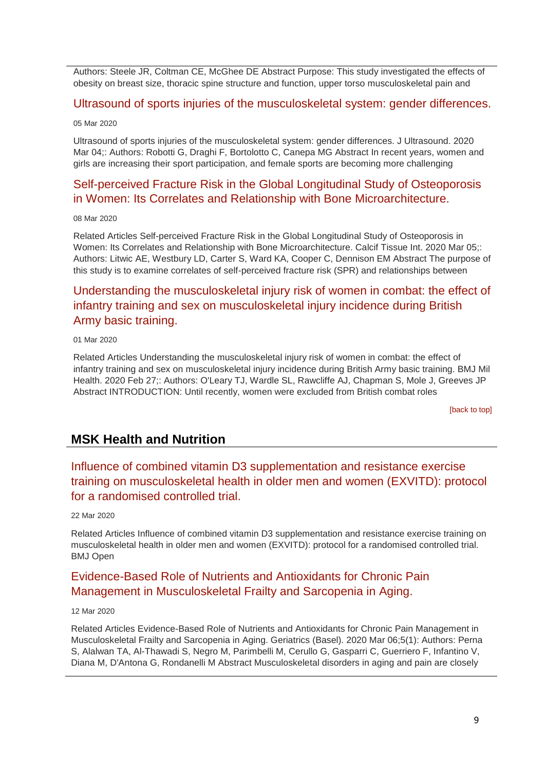Authors: Steele JR, Coltman CE, McGhee DE Abstract Purpose: This study investigated the effects of obesity on breast size, thoracic spine structure and function, upper torso musculoskeletal pain and

### Ultrasound of sports injuries of the musculoskeletal system: gender differences.

05 Mar 2020

Ultrasound of sports injuries of the musculoskeletal system: gender differences. J Ultrasound. 2020 Mar 04;: Authors: Robotti G, Draghi F, Bortolotto C, Canepa MG Abstract In recent years, women and girls are increasing their sport participation, and female sports are becoming more challenging

### Self-perceived Fracture Risk in the Global Longitudinal Study of Osteoporosis in Women: Its Correlates and Relationship with Bone Microarchitecture.

08 Mar 2020

Related Articles Self-perceived Fracture Risk in the Global Longitudinal Study of Osteoporosis in Women: Its Correlates and Relationship with Bone Microarchitecture. Calcif Tissue Int. 2020 Mar 05;: Authors: Litwic AE, Westbury LD, Carter S, Ward KA, Cooper C, Dennison EM Abstract The purpose of this study is to examine correlates of self-perceived fracture risk (SPR) and relationships between

### Understanding the musculoskeletal injury risk of women in combat: the effect of infantry training and sex on musculoskeletal injury incidence during British Army basic training.

01 Mar 2020

Related Articles Understanding the musculoskeletal injury risk of women in combat: the effect of infantry training and sex on musculoskeletal injury incidence during British Army basic training. BMJ Mil Health. 2020 Feb 27;: Authors: O'Leary TJ, Wardle SL, Rawcliffe AJ, Chapman S, Mole J, Greeves JP Abstract INTRODUCTION: Until recently, women were excluded from British combat roles

[back to top]

## MSK Health and Nutrition

### Influence of combined vitamin D3 supplementation and resistance exercise training on musculoskeletal health in older men and women (EXVITD): protocol for a randomised controlled trial.

22 Mar 2020

Related Articles Influence of combined vitamin D3 supplementation and resistance exercise training on musculoskeletal health in older men and women (EXVITD): protocol for a randomised controlled trial. BMJ Open

### Evidence-Based Role of Nutrients and Antioxidants for Chronic Pain Management in Musculoskeletal Frailty and Sarcopenia in Aging.

12 Mar 2020

Related Articles Evidence-Based Role of Nutrients and Antioxidants for Chronic Pain Management in Musculoskeletal Frailty and Sarcopenia in Aging. Geriatrics (Basel). 2020 Mar 06;5(1): Authors: Perna S, Alalwan TA, Al-Thawadi S, Negro M, Parimbelli M, Cerullo G, Gasparri C, Guerriero F, Infantino V, Diana M, D'Antona G, Rondanelli M Abstract Musculoskeletal disorders in aging and pain are closely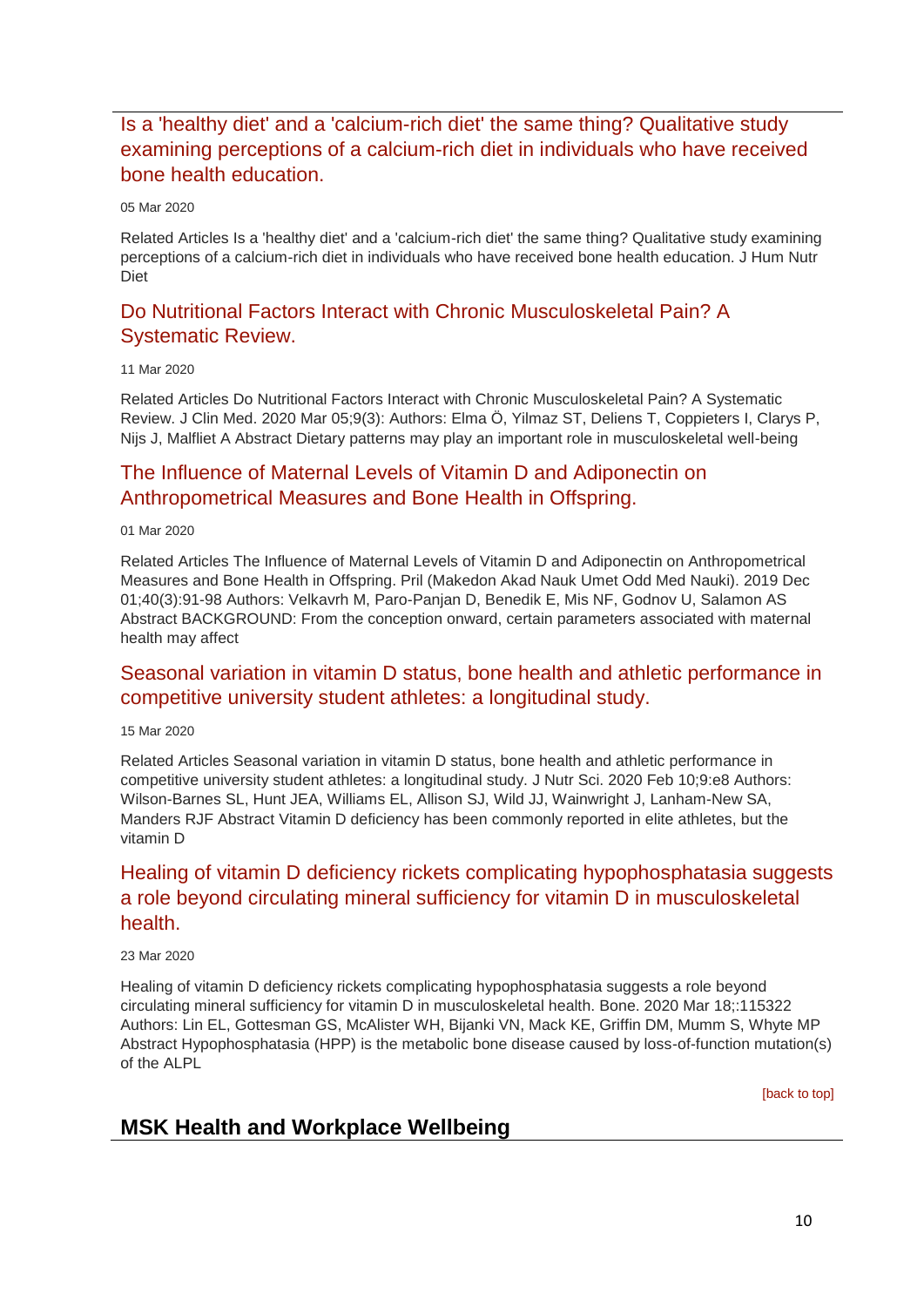### Is a 'healthy diet' and a 'calcium-rich diet' the same thing? Qualitative study examining perceptions of a calcium-rich diet in individuals who have received bone health education.

05 Mar 2020

Related Articles Is a 'healthy diet' and a 'calcium-rich diet' the same thing? Qualitative study examining perceptions of a calcium-rich diet in individuals who have received bone health education. J Hum Nutr Diet

### Do Nutritional Factors Interact with Chronic Musculoskeletal Pain? A Systematic Review.

11 Mar 2020

Related Articles Do Nutritional Factors Interact with Chronic Musculoskeletal Pain? A Systematic Review. J Clin Med. 2020 Mar 05;9(3): Authors: Elma Ö, Yilmaz ST, Deliens T, Coppieters I, Clarys P, Nijs J, Malfliet A Abstract Dietary patterns may play an important role in musculoskeletal well-being

### The Influence of Maternal Levels of Vitamin D and Adiponectin on Anthropometrical Measures and Bone Health in Offspring.

01 Mar 2020

Related Articles The Influence of Maternal Levels of Vitamin D and Adiponectin on Anthropometrical Measures and Bone Health in Offspring. Pril (Makedon Akad Nauk Umet Odd Med Nauki). 2019 Dec 01;40(3):91-98 Authors: Velkavrh M, Paro-Panjan D, Benedik E, Mis NF, Godnov U, Salamon AS Abstract BACKGROUND: From the conception onward, certain parameters associated with maternal health may affect

### Seasonal variation in vitamin D status, bone health and athletic performance in competitive university student athletes: a longitudinal study.

15 Mar 2020

Related Articles Seasonal variation in vitamin D status, bone health and athletic performance in competitive university student athletes: a longitudinal study. J Nutr Sci. 2020 Feb 10;9:e8 Authors: Wilson-Barnes SL, Hunt JEA, Williams EL, Allison SJ, Wild JJ, Wainwright J, Lanham-New SA, Manders RJF Abstract Vitamin D deficiency has been commonly reported in elite athletes, but the vitamin D

### Healing of vitamin D deficiency rickets complicating hypophosphatasia suggests a role beyond circulating mineral sufficiency for vitamin D in musculoskeletal health.

23 Mar 2020

Healing of vitamin D deficiency rickets complicating hypophosphatasia suggests a role beyond circulating mineral sufficiency for vitamin D in musculoskeletal health. Bone. 2020 Mar 18;:115322 Authors: Lin EL, Gottesman GS, McAlister WH, Bijanki VN, Mack KE, Griffin DM, Mumm S, Whyte MP Abstract Hypophosphatasia (HPP) is the metabolic bone disease caused by loss-of-function mutation(s) of the ALPL

[back to top]

## MSK Health and Workplace Wellbeing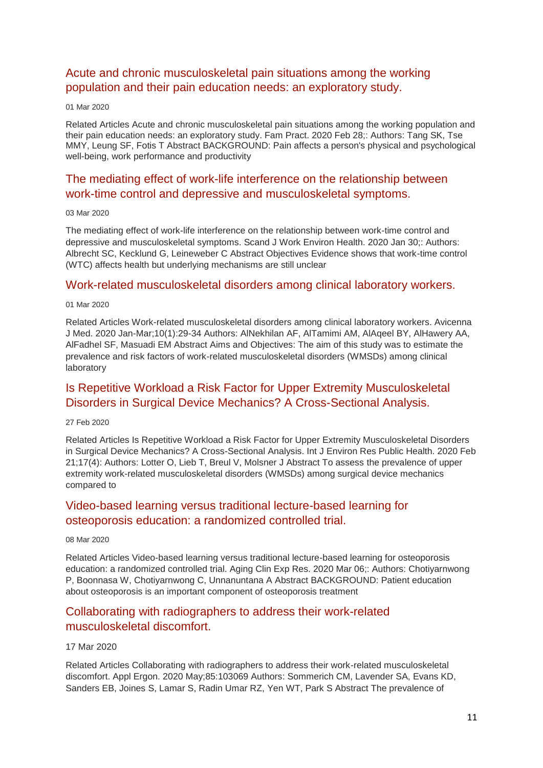## Acute and chronic musculoskeletal pain situations among the working population and their pain education needs: an exploratory study.

01 Mar 2020

Related Articles Acute and chronic musculoskeletal pain situations among the working population and their pain education needs: an exploratory study. Fam Pract. 2020 Feb 28;: Authors: Tang SK, Tse MMY, Leung SF, Fotis T Abstract BACKGROUND: Pain affects a person's physical and psychological well-being, work performance and productivity

## The mediating effect of work-life interference on the relationship between work-time control and depressive and musculoskeletal symptoms.

03 Mar 2020

The mediating effect of work-life interference on the relationship between work-time control and depressive and musculoskeletal symptoms. Scand J Work Environ Health. 2020 Jan 30;: Authors: Albrecht SC, Kecklund G, Leineweber C Abstract Objectives Evidence shows that work-time control (WTC) affects health but underlying mechanisms are still unclear

## Work-related musculoskeletal disorders among clinical laboratory workers.

01 Mar 2020

Related Articles Work-related musculoskeletal disorders among clinical laboratory workers. Avicenna J Med. 2020 Jan-Mar;10(1):29-34 Authors: AlNekhilan AF, AlTamimi AM, AlAqeel BY, AlHawery AA, AlFadhel SF, Masuadi EM Abstract Aims and Objectives: The aim of this study was to estimate the prevalence and risk factors of work-related musculoskeletal disorders (WMSDs) among clinical laboratory

## Is Repetitive Workload a Risk Factor for Upper Extremity Musculoskeletal Disorders in Surgical Device Mechanics? A Cross-Sectional Analysis.

27 Feb 2020

Related Articles Is Repetitive Workload a Risk Factor for Upper Extremity Musculoskeletal Disorders in Surgical Device Mechanics? A Cross-Sectional Analysis. Int J Environ Res Public Health. 2020 Feb 21;17(4): Authors: Lotter O, Lieb T, Breul V, Molsner J Abstract To assess the prevalence of upper extremity work-related musculoskeletal disorders (WMSDs) among surgical device mechanics compared to

## Video-based learning versus traditional lecture-based learning for osteoporosis education: a randomized controlled trial.

08 Mar 2020

Related Articles Video-based learning versus traditional lecture-based learning for osteoporosis education: a randomized controlled trial. Aging Clin Exp Res. 2020 Mar 06;: Authors: Chotiyarnwong P, Boonnasa W, Chotiyarnwong C, Unnanuntana A Abstract BACKGROUND: Patient education about osteoporosis is an important component of osteoporosis treatment

## Collaborating with radiographers to address their work-related musculoskeletal discomfort.

17 Mar 2020

Related Articles Collaborating with radiographers to address their work-related musculoskeletal discomfort. Appl Ergon. 2020 May;85:103069 Authors: Sommerich CM, Lavender SA, Evans KD, Sanders EB, Joines S, Lamar S, Radin Umar RZ, Yen WT, Park S Abstract The prevalence of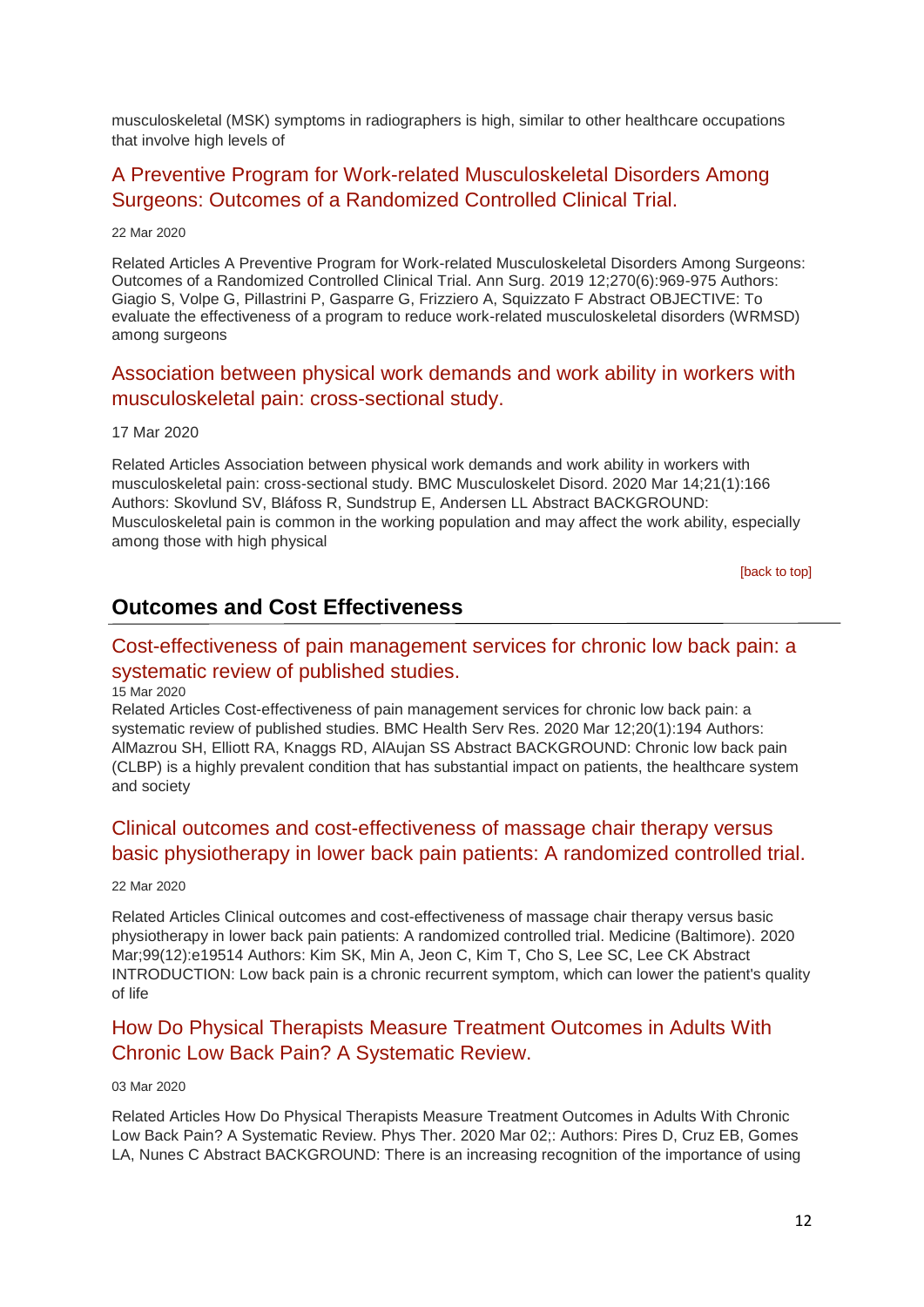musculoskeletal (MSK) symptoms in radiographers is high, similar to other healthcare occupations that involve high levels of

### A Preventive Program for Work-related Musculoskeletal Disorders Among Surgeons: Outcomes of a Randomized Controlled Clinical Trial.

22 Mar 2020

Related Articles A Preventive Program for Work-related Musculoskeletal Disorders Among Surgeons: Outcomes of a Randomized Controlled Clinical Trial. Ann Surg. 2019 12;270(6):969-975 Authors: Giagio S, Volpe G, Pillastrini P, Gasparre G, Frizziero A, Squizzato F Abstract OBJECTIVE: To evaluate the effectiveness of a program to reduce work-related musculoskeletal disorders (WRMSD) among surgeons

### Association between physical work demands and work ability in workers with musculoskeletal pain: cross-sectional study.

17 Mar 2020

Related Articles Association between physical work demands and work ability in workers with musculoskeletal pain: cross-sectional study. BMC Musculoskelet Disord. 2020 Mar 14;21(1):166 Authors: Skovlund SV, Bláfoss R, Sundstrup E, Andersen LL Abstract BACKGROUND: Musculoskeletal pain is common in the working population and may affect the work ability, especially among those with high physical

[back to top]

## Outcomes and Cost Effectiveness

### Cost-effectiveness of pain management services for chronic low back pain: a systematic review of published studies.

15 Mar 2020

Related Articles Cost-effectiveness of pain management services for chronic low back pain: a systematic review of published studies. BMC Health Serv Res. 2020 Mar 12;20(1):194 Authors: AlMazrou SH, Elliott RA, Knaggs RD, AlAujan SS Abstract BACKGROUND: Chronic low back pain (CLBP) is a highly prevalent condition that has substantial impact on patients, the healthcare system and society

### Clinical outcomes and cost-effectiveness of massage chair therapy versus basic physiotherapy in lower back pain patients: A randomized controlled trial.

22 Mar 2020

Related Articles Clinical outcomes and cost-effectiveness of massage chair therapy versus basic physiotherapy in lower back pain patients: A randomized controlled trial. Medicine (Baltimore). 2020 Mar;99(12):e19514 Authors: Kim SK, Min A, Jeon C, Kim T, Cho S, Lee SC, Lee CK Abstract INTRODUCTION: Low back pain is a chronic recurrent symptom, which can lower the patient's quality of life

### How Do Physical Therapists Measure Treatment Outcomes in Adults With Chronic Low Back Pain? A Systematic Review.

03 Mar 2020

Related Articles How Do Physical Therapists Measure Treatment Outcomes in Adults With Chronic Low Back Pain? A Systematic Review. Phys Ther. 2020 Mar 02;: Authors: Pires D, Cruz EB, Gomes LA, Nunes C Abstract BACKGROUND: There is an increasing recognition of the importance of using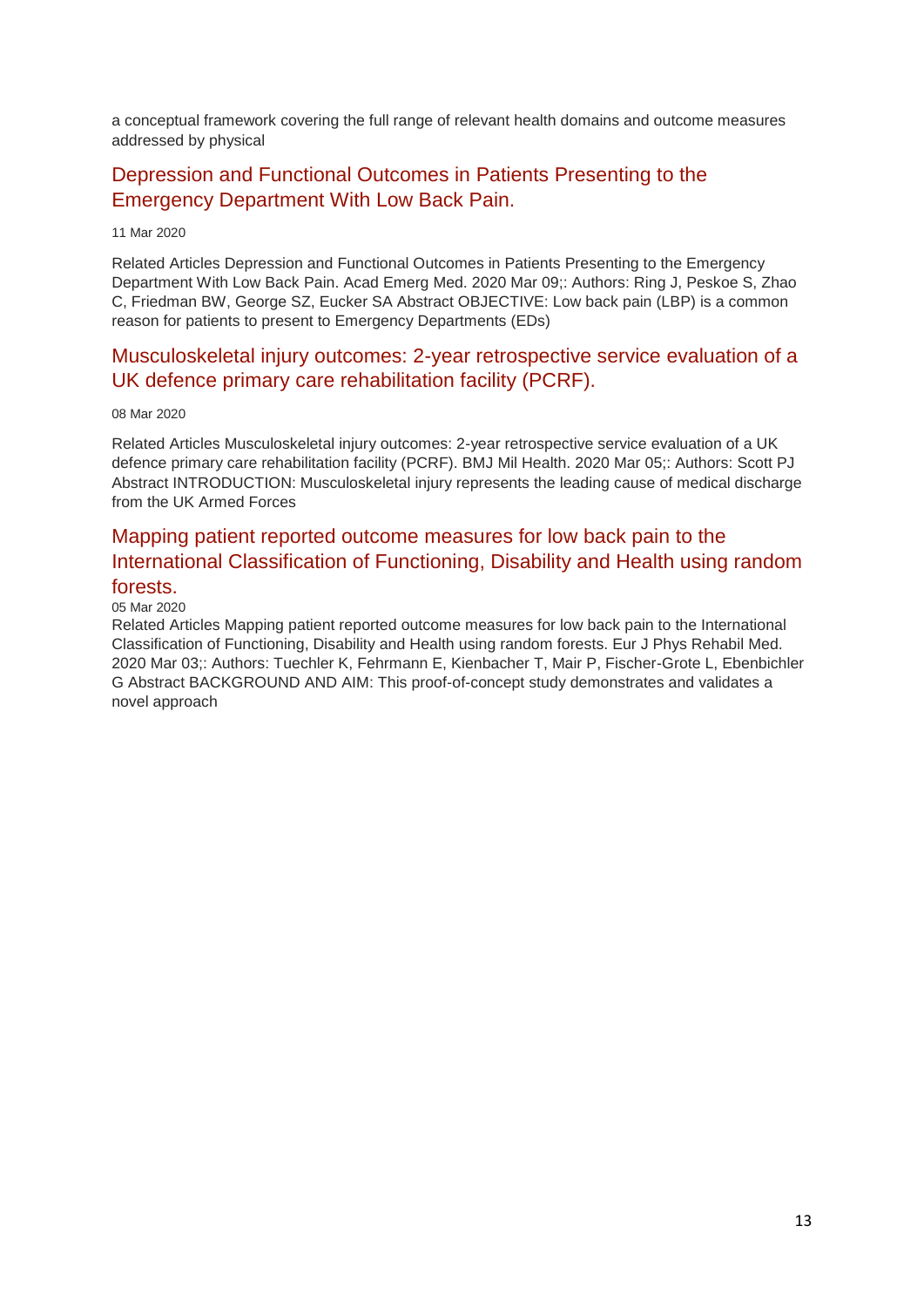a conceptual framework covering the full range of relevant health domains and outcome measures addressed by physical

## Depression and Functional Outcomes in Patients Presenting to the Emergency Department With Low Back Pain.

11 Mar 2020

Related Articles Depression and Functional Outcomes in Patients Presenting to the Emergency Department With Low Back Pain. Acad Emerg Med. 2020 Mar 09;: Authors: Ring J, Peskoe S, Zhao C, Friedman BW, George SZ, Eucker SA Abstract OBJECTIVE: Low back pain (LBP) is a common reason for patients to present to Emergency Departments (EDs)

## Musculoskeletal injury outcomes: 2-year retrospective service evaluation of a UK defence primary care rehabilitation facility (PCRF).

08 Mar 2020

Related Articles Musculoskeletal injury outcomes: 2-year retrospective service evaluation of a UK defence primary care rehabilitation facility (PCRF). BMJ Mil Health. 2020 Mar 05;: Authors: Scott PJ Abstract INTRODUCTION: Musculoskeletal injury represents the leading cause of medical discharge from the UK Armed Forces

## Mapping patient reported outcome measures for low back pain to the International Classification of Functioning, Disability and Health using random forests.

05 Mar 2020

Related Articles Mapping patient reported outcome measures for low back pain to the International Classification of Functioning, Disability and Health using random forests. Eur J Phys Rehabil Med. 2020 Mar 03;: Authors: Tuechler K, Fehrmann E, Kienbacher T, Mair P, Fischer-Grote L, Ebenbichler G Abstract BACKGROUND AND AIM: This proof-of-concept study demonstrates and validates a novel approach